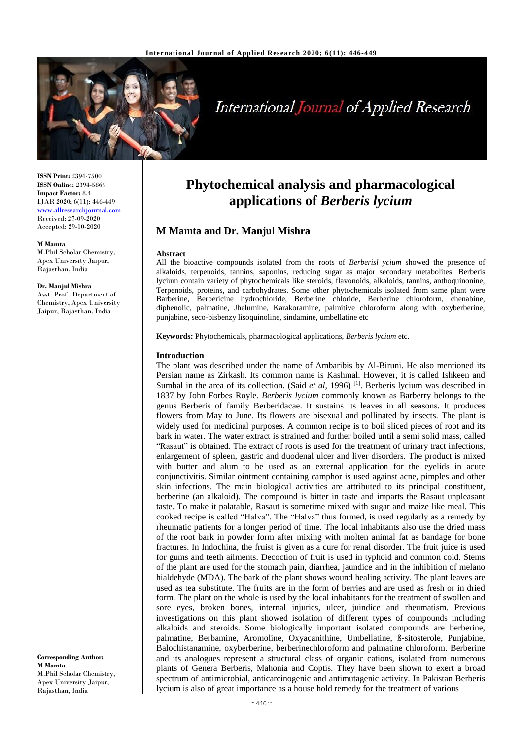# Phytochemical analysis and pharmacological applications of *Berberis lycium*

## M Mamta and Dr. Manjul Mishra

**ISSN Print:** 2394-7500
**ISSN Online:** 2394-5869
**Impact Factor:** 8.4
IJAR 2020; 6(11): 446-449
www.allresearchjournal.com
Received: 27-09-2020
Accepted: 29-10-2020

**M Mamta**
M.Phil Scholar Chemistry, Apex University Jaipur, Rajasthan, India

**Dr. Manjul Mishra**
Asst. Prof., Department of Chemistry, Apex University Jaipur, Rajasthan, India

**Corresponding Author:**
**M Mamta**
M.Phil Scholar Chemistry, Apex University Jaipur, Rajasthan, India

**Abstract**

All the bioactive compounds isolated from the roots of *Berberisl ycium* showed the presence of alkaloids, terpenoids, tannins, saponins, reducing sugar as major secondary metabolites. Berberis lycium contain variety of phytochemicals like steroids, flavonoids, alkaloids, tannins, anthoquinonine, Terpenoids, proteins, and carbohydrates. Some other phytochemicals isolated from same plant were Barberine, Berbericine hydrochloride, Berberine chloride, Berberine chloroform, chenabine, diphenolic, palmatine, Jhelumine, Karakoramine, palmitive chloroform along with oxyberberine, punjabine, seco-bisbenzy lisoquinoline, sindamine, umbellatine etc

**Keywords:** Phytochemicals, pharmacological applications, *Berberis lycium* etc.

### Introduction

The plant was described under the name of Ambaribis by Al-Biruni. He also mentioned its Persian name as Zirkash. Its common name is Kashmal. However, it is called Ishkeen and Sumbal in the area of its collection. (Said *et al*, 1996) [1]. Berberis lycium was described in 1837 by John Forbes Royle. *Berberis lycium* commonly known as Barberry belongs to the genus Berberis of family Berberidacae. It sustains its leaves in all seasons. It produces flowers from May to June. Its flowers are bisexual and pollinated by insects. The plant is widely used for medicinal purposes. A common recipe is to boil sliced pieces of root and its bark in water. The water extract is strained and further boiled until a semi solid mass, called "Rasaut" is obtained. The extract of roots is used for the treatment of urinary tract infections, enlargement of spleen, gastric and duodenal ulcer and liver disorders. The product is mixed with butter and alum to be used as an external application for the eyelids in acute conjunctivitis. Similar ointment containing camphor is used against acne, pimples and other skin infections. The main biological activities are attributed to its principal constituent, berberine (an alkaloid). The compound is bitter in taste and imparts the Rasaut unpleasant taste. To make it palatable, Rasaut is sometime mixed with sugar and maize like meal. This cooked recipe is called "Halva". The "Halva" thus formed, is used regularly as a remedy by rheumatic patients for a longer period of time. The local inhabitants also use the dried mass of the root bark in powder form after mixing with molten animal fat as bandage for bone fractures. In Indochina, the fruist is given as a cure for renal disorder. The fruit juice is used for gums and teeth ailments. Decoction of fruit is used in typhoid and common cold. Stems of the plant are used for the stomach pain, diarrhea, jaundice and in the inhibition of melano hialdehyde (MDA). The bark of the plant shows wound healing activity. The plant leaves are used as tea substitute. The fruits are in the form of berries and are used as fresh or in dried form. The plant on the whole is used by the local inhabitants for the treatment of swollen and sore eyes, broken bones, internal injuries, ulcer, juindice and rheumatism. Previous investigations on this plant showed isolation of different types of compounds including alkaloids and steroids. Some biologically important isolated compounds are berberine, palmatine, Berbamine, Aromoline, Oxyacanithine, Umbellatine, ß-sitosterole, Punjabine, Balochistanamine, oxyberberine, berberinechloroform and palmatine chloroform. Berberine and its analogues represent a structural class of organic cations, isolated from numerous plants of Genera Berberis, Mahonia and Coptis. They have been shown to exert a broad spectrum of antimicrobial, anticarcinogenic and antimutagenic activity. In Pakistan Berberis lycium is also of great importance as a house hold remedy for the treatment of various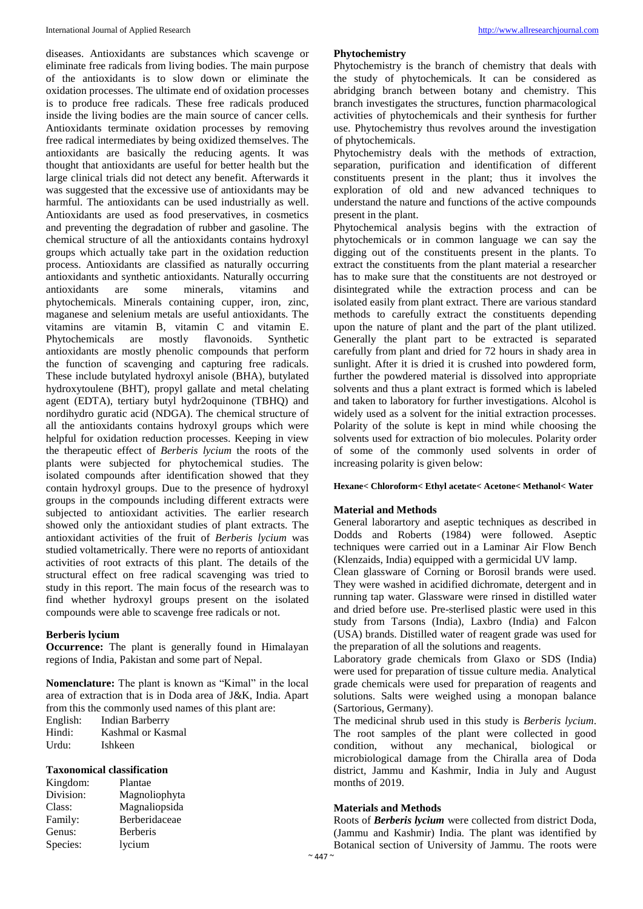diseases. Antioxidants are substances which scavenge or eliminate free radicals from living bodies. The main purpose of the antioxidants is to slow down or eliminate the oxidation processes. The ultimate end of oxidation processes is to produce free radicals. These free radicals produced inside the living bodies are the main source of cancer cells. Antioxidants terminate oxidation processes by removing free radical intermediates by being oxidized themselves. The antioxidants are basically the reducing agents. It was thought that antioxidants are useful for better health but the large clinical trials did not detect any benefit. Afterwards it was suggested that the excessive use of antioxidants may be harmful. The antioxidants can be used industrially as well. Antioxidants are used as food preservatives, in cosmetics and preventing the degradation of rubber and gasoline. The chemical structure of all the antioxidants contains hydroxyl groups which actually take part in the oxidation reduction process. Antioxidants are classified as naturally occurring antioxidants and synthetic antioxidants. Naturally occurring antioxidants are some minerals, vitamins and phytochemicals. Minerals containing cupper, iron, zinc, maganese and selenium metals are useful antioxidants. The vitamins are vitamin B, vitamin C and vitamin E. Phytochemicals are mostly flavonoids. Synthetic antioxidants are mostly phenolic compounds that perform the function of scavenging and capturing free radicals. These include butylated hydroxyl anisole (BHA), butylated hydroxytoulene (BHT), propyl gallate and metal chelating agent (EDTA), tertiary butyl hydr2oquinone (TBHQ) and nordihydro guratic acid (NDGA). The chemical structure of all the antioxidants contains hydroxyl groups which were helpful for oxidation reduction processes. Keeping in view the therapeutic effect of *Berberis lycium* the roots of the plants were subjected for phytochemical studies. The isolated compounds after identification showed that they contain hydroxyl groups. Due to the presence of hydroxyl groups in the compounds including different extracts were subjected to antioxidant activities. The earlier research showed only the antioxidant studies of plant extracts. The antioxidant activities of the fruit of *Berberis lycium* was studied voltametrically. There were no reports of antioxidant activities of root extracts of this plant. The details of the structural effect on free radical scavenging was tried to study in this report. The main focus of the research was to find whether hydroxyl groups present on the isolated compounds were able to scavenge free radicals or not.

### Berberis lycium

**Occurrence:** The plant is generally found in Himalayan regions of India, Pakistan and some part of Nepal.

**Nomenclature:** The plant is known as "Kimal" in the local area of extraction that is in Doda area of J&K, India. Apart from this the commonly used names of this plant are:

| | |
|---|---|
| English: | Indian Barberry |
| Hindi: | Kashmal or Kasmal |
| Urdu: | Ishkeen |

### Taxonomical classification

| | |
|---|---|
| Kingdom: | Plantae |
| Division: | Magnoliophyta |
| Class: | Magnaliopsida |
| Family: | Berberidaceae |
| Genus: | Berberis |
| Species: | lycium |

### Phytochemistry

Phytochemistry is the branch of chemistry that deals with the study of phytochemicals. It can be considered as abridging branch between botany and chemistry. This branch investigates the structures, function pharmacological activities of phytochemicals and their synthesis for further use. Phytochemistry thus revolves around the investigation of phytochemicals.

Phytochemistry deals with the methods of extraction, separation, purification and identification of different constituents present in the plant; thus it involves the exploration of old and new advanced techniques to understand the nature and functions of the active compounds present in the plant.

Phytochemical analysis begins with the extraction of phytochemicals or in common language we can say the digging out of the constituents present in the plants. To extract the constituents from the plant material a researcher has to make sure that the constituents are not destroyed or disintegrated while the extraction process and can be isolated easily from plant extract. There are various standard methods to carefully extract the constituents depending upon the nature of plant and the part of the plant utilized. Generally the plant part to be extracted is separated carefully from plant and dried for 72 hours in shady area in sunlight. After it is dried it is crushed into powdered form, further the powdered material is dissolved into appropriate solvents and thus a plant extract is formed which is labeled and taken to laboratory for further investigations. Alcohol is widely used as a solvent for the initial extraction processes. Polarity of the solute is kept in mind while choosing the solvents used for extraction of bio molecules. Polarity order of some of the commonly used solvents in order of increasing polarity is given below:

**Hexane< Chloroform< Ethyl acetate< Acetone< Methanol< Water**

### Material and Methods

General laborartory and aseptic techniques as described in Dodds and Roberts (1984) were followed. Aseptic techniques were carried out in a Laminar Air Flow Bench (Klenzaids, India) equipped with a germicidal UV lamp.

Clean glassware of Corning or Borosil brands were used. They were washed in acidified dichromate, detergent and in running tap water. Glassware were rinsed in distilled water and dried before use. Pre-sterlised plastic were used in this study from Tarsons (India), Laxbro (India) and Falcon (USA) brands. Distilled water of reagent grade was used for the preparation of all the solutions and reagents.

Laboratory grade chemicals from Glaxo or SDS (India) were used for preparation of tissue culture media. Analytical grade chemicals were used for preparation of reagents and solutions. Salts were weighed using a monopan balance (Sartorious, Germany).

The medicinal shrub used in this study is *Berberis lycium*. The root samples of the plant were collected in good condition, without any mechanical, biological or microbiological damage from the Chiralla area of Doda district, Jammu and Kashmir, India in July and August months of 2019.

### Materials and Methods

Roots of ***Berberis lycium*** were collected from district Doda, (Jammu and Kashmir) India. The plant was identified by Botanical section of University of Jammu. The roots were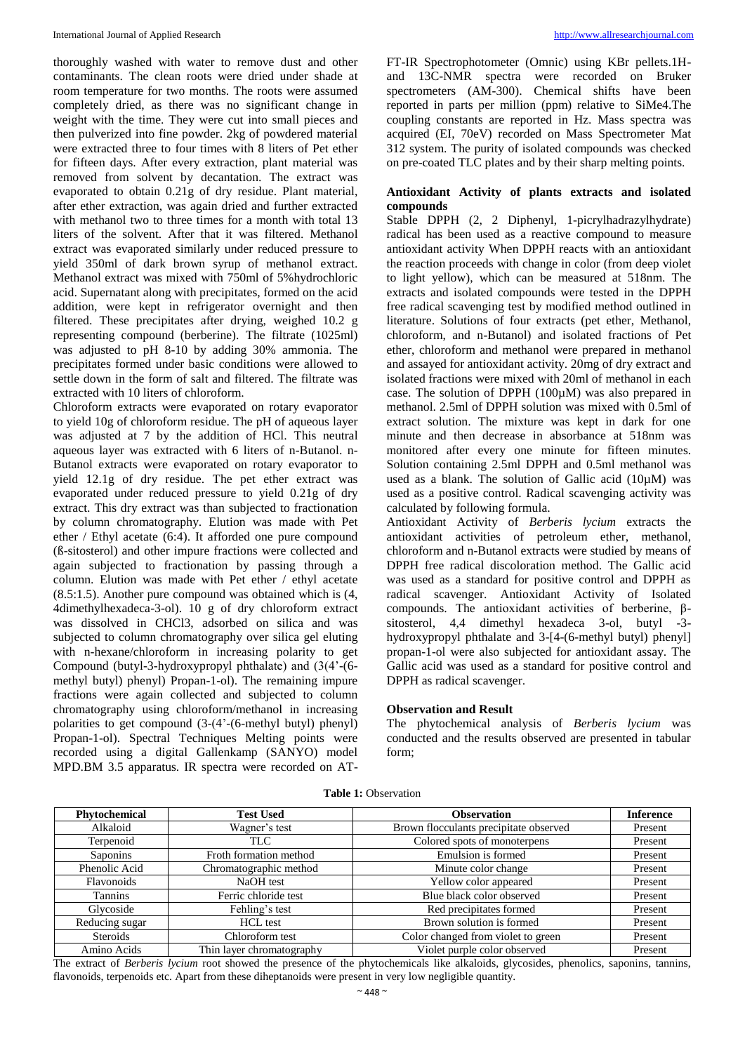thoroughly washed with water to remove dust and other contaminants. The clean roots were dried under shade at room temperature for two months. The roots were assumed completely dried, as there was no significant change in weight with the time. They were cut into small pieces and then pulverized into fine powder. 2kg of powdered material were extracted three to four times with 8 liters of Pet ether for fifteen days. After every extraction, plant material was removed from solvent by decantation. The extract was evaporated to obtain 0.21g of dry residue. Plant material, after ether extraction, was again dried and further extracted with methanol two to three times for a month with total 13 liters of the solvent. After that it was filtered. Methanol extract was evaporated similarly under reduced pressure to yield 350ml of dark brown syrup of methanol extract. Methanol extract was mixed with 750ml of 5%hydrochloric acid. Supernatant along with precipitates, formed on the acid addition, were kept in refrigerator overnight and then filtered. These precipitates after drying, weighed 10.2 g representing compound (berberine). The filtrate (1025ml) was adjusted to pH 8-10 by adding 30% ammonia. The precipitates formed under basic conditions were allowed to settle down in the form of salt and filtered. The filtrate was extracted with 10 liters of chloroform.

Chloroform extracts were evaporated on rotary evaporator to yield 10g of chloroform residue. The pH of aqueous layer was adjusted at 7 by the addition of HCl. This neutral aqueous layer was extracted with 6 liters of n-Butanol. n-Butanol extracts were evaporated on rotary evaporator to yield 12.1g of dry residue. The pet ether extract was evaporated under reduced pressure to yield 0.21g of dry extract. This dry extract was than subjected to fractionation by column chromatography. Elution was made with Pet ether / Ethyl acetate (6:4). It afforded one pure compound (ß-sitosterol) and other impure fractions were collected and again subjected to fractionation by passing through a column. Elution was made with Pet ether / ethyl acetate (8.5:1.5). Another pure compound was obtained which is (4, 4dimethylhexadeca-3-ol). 10 g of dry chloroform extract was dissolved in $CHCl_3$, adsorbed on silica and was subjected to column chromatography over silica gel eluting with n-hexane/chloroform in increasing polarity to get Compound (butyl-3-hydroxypropyl phthalate) and (3(4'-(6-methyl butyl) phenyl) Propan-1-ol). The remaining impure fractions were again collected and subjected to column chromatography using chloroform/methanol in increasing polarities to get compound (3-(4'-(6-methyl butyl) phenyl) Propan-1-ol). Spectral Techniques Melting points were recorded using a digital Gallenkamp (SANYO) model MPD.BM 3.5 apparatus. IR spectra were recorded on AT-FT-IR Spectrophotometer (Omnic) using KBr pellets.1H- and 13C-NMR spectra were recorded on Bruker spectrometers (AM-300). Chemical shifts have been reported in parts per million (ppm) relative to $SiMe_4$.The coupling constants are reported in Hz. Mass spectra was acquired (EI, 70eV) recorded on Mass Spectrometer Mat 312 system. The purity of isolated compounds was checked on pre-coated TLC plates and by their sharp melting points.

## Antioxidant Activity of plants extracts and isolated compounds

Stable DPPH (2, 2 Diphenyl, 1-picrylhadrazylhydrate) radical has been used as a reactive compound to measure antioxidant activity When DPPH reacts with an antioxidant the reaction proceeds with change in color (from deep violet to light yellow), which can be measured at 518nm. The extracts and isolated compounds were tested in the DPPH free radical scavenging test by modified method outlined in literature. Solutions of four extracts (pet ether, Methanol, chloroform, and n-Butanol) and isolated fractions of Pet ether, chloroform and methanol were prepared in methanol and assayed for antioxidant activity. 20mg of dry extract and isolated fractions were mixed with 20ml of methanol in each case. The solution of DPPH (100µM) was also prepared in methanol. 2.5ml of DPPH solution was mixed with 0.5ml of extract solution. The mixture was kept in dark for one minute and then decrease in absorbance at 518nm was monitored after every one minute for fifteen minutes. Solution containing 2.5ml DPPH and 0.5ml methanol was used as a blank. The solution of Gallic acid (10µM) was used as a positive control. Radical scavenging activity was calculated by following formula.

Antioxidant Activity of *Berberis lycium* extracts the antioxidant activities of petroleum ether, methanol, chloroform and n-Butanol extracts were studied by means of DPPH free radical discoloration method. The Gallic acid was used as a standard for positive control and DPPH as radical scavenger. Antioxidant Activity of Isolated compounds. The antioxidant activities of berberine, β-sitosterol, 4,4 dimethyl hexadeca 3-ol, butyl -3-hydroxypropyl phthalate and 3-[4-(6-methyl butyl) phenyl] propan-1-ol were also subjected for antioxidant assay. The Gallic acid was used as a standard for positive control and DPPH as radical scavenger.

## Observation and Result

The phytochemical analysis of *Berberis lycium* was conducted and the results observed are presented in tabular form;

**Table 1:** Observation

| Phytochemical | Test Used | Observation | Inference |
|---|---|---|---|
| Alkaloid | Wagner's test | Brown flocculants precipitate observed | Present |
| Terpenoid | TLC | Colored spots of monoterpens | Present |
| Saponins | Froth formation method | Emulsion is formed | Present |
| Phenolic Acid | Chromatographic method | Minute color change | Present |
| Flavonoids | NaOH test | Yellow color appeared | Present |
| Tannins | Ferric chloride test | Blue black color observed | Present |
| Glycoside | Fehling's test | Red precipitates formed | Present |
| Reducing sugar | HCL test | Brown solution is formed | Present |
| Steroids | Chloroform test | Color changed from violet to green | Present |
| Amino Acids | Thin layer chromatography | Violet purple color observed | Present |

The extract of *Berberis lycium* root showed the presence of the phytochemicals like alkaloids, glycosides, phenolics, saponins, tannins, flavonoids, terpenoids etc. Apart from these diheptanoids were present in very low negligible quantity.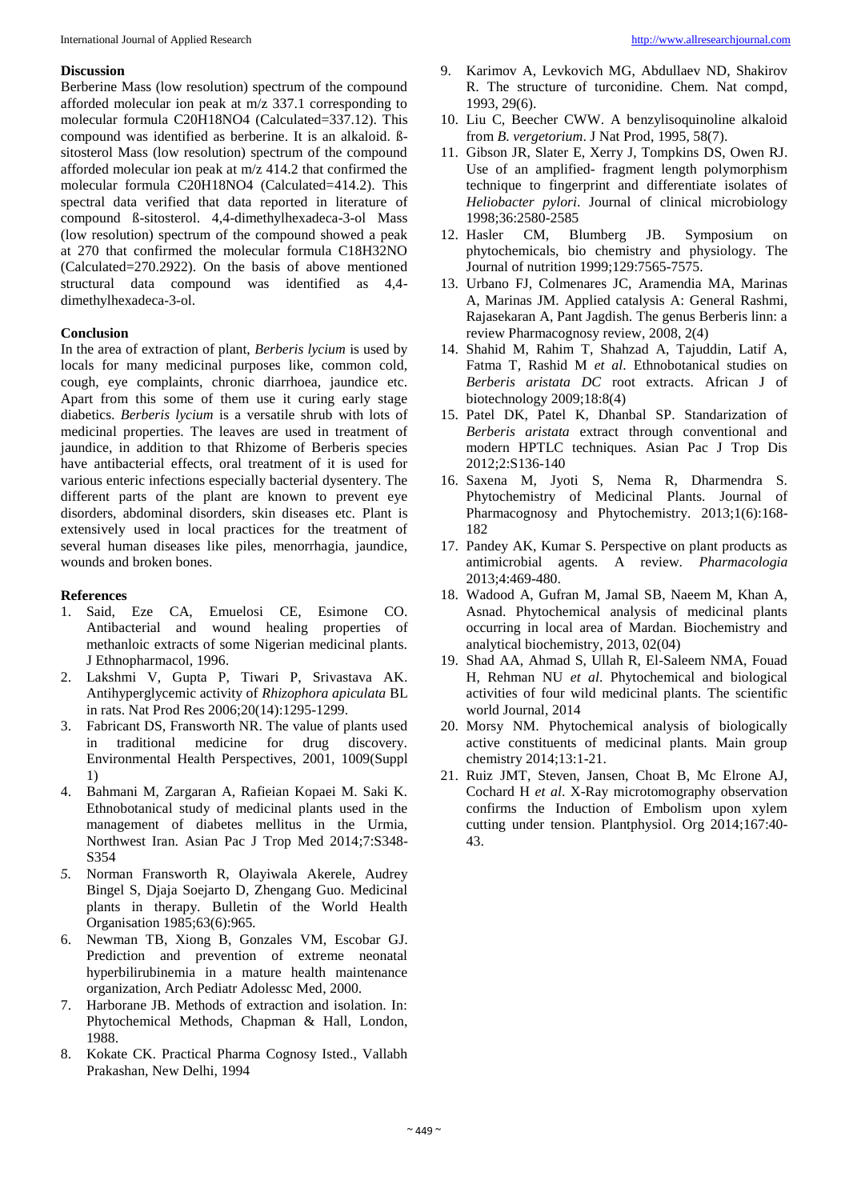### Discussion

Berberine Mass (low resolution) spectrum of the compound afforded molecular ion peak at m/z 337.1 corresponding to molecular formula $C_{20}H_{18}NO_4$ (Calculated=337.12). This compound was identified as berberine. It is an alkaloid. ß-sitosterol Mass (low resolution) spectrum of the compound afforded molecular ion peak at m/z 414.2 that confirmed the molecular formula $C_{20}H_{18}NO_4$ (Calculated=414.2). This spectral data verified that data reported in literature of compound ß-sitosterol. 4,4-dimethylhexadeca-3-ol Mass (low resolution) spectrum of the compound showed a peak at 270 that confirmed the molecular formula $C_{18}H_{32}NO$ (Calculated=270.2922). On the basis of above mentioned structural data compound was identified as 4,4-dimethylhexadeca-3-ol.

### Conclusion

In the area of extraction of plant, *Berberis lycium* is used by locals for many medicinal purposes like, common cold, cough, eye complaints, chronic diarrhoea, jaundice etc. Apart from this some of them use it curing early stage diabetics. *Berberis lycium* is a versatile shrub with lots of medicinal properties. The leaves are used in treatment of jaundice, in addition to that Rhizome of Berberis species have antibacterial effects, oral treatment of it is used for various enteric infections especially bacterial dysentery. The different parts of the plant are known to prevent eye disorders, abdominal disorders, skin diseases etc. Plant is extensively used in local practices for the treatment of several human diseases like piles, menorrhagia, jaundice, wounds and broken bones.

### References

1. Said, Eze CA, Emuelosi CE, Esimone CO. Antibacterial and wound healing properties of methanloic extracts of some Nigerian medicinal plants. J Ethnopharmacol, 1996.
2. Lakshmi V, Gupta P, Tiwari P, Srivastava AK. Antihyperglycemic activity of *Rhizophora apiculata* BL in rats. Nat Prod Res 2006;20(14):1295-1299.
3. Fabricant DS, Fransworth NR. The value of plants used in traditional medicine for drug discovery. Environmental Health Perspectives, 2001, 1009(Suppl 1)
4. Bahmani M, Zargaran A, Rafieian Kopaei M. Saki K. Ethnobotanical study of medicinal plants used in the management of diabetes mellitus in the Urmia, Northwest Iran. Asian Pac J Trop Med 2014;7:S348-S354
5. Norman Fransworth R, Olayiwala Akerele, Audrey Bingel S, Djaja Soejarto D, Zhengang Guo. Medicinal plants in therapy. Bulletin of the World Health Organisation 1985;63(6):965.
6. Newman TB, Xiong B, Gonzales VM, Escobar GJ. Prediction and prevention of extreme neonatal hyperbilirubinemia in a mature health maintenance organization, Arch Pediatr Adolessc Med, 2000.
7. Harborane JB. Methods of extraction and isolation. In: Phytochemical Methods, Chapman & Hall, London, 1988.
8. Kokate CK. Practical Pharma Cognosy Isted., Vallabh Prakashan, New Delhi, 1994
9. Karimov A, Levkovich MG, Abdullaev ND, Shakirov R. The structure of turconidine. Chem. Nat compd, 1993, 29(6).
10. Liu C, Beecher CWW. A benzylisoquinoline alkaloid from *B. vergetorium*. J Nat Prod, 1995, 58(7).
11. Gibson JR, Slater E, Xerry J, Tompkins DS, Owen RJ. Use of an amplified- fragment length polymorphism technique to fingerprint and differentiate isolates of *Heliobacter pylori*. Journal of clinical microbiology 1998;36:2580-2585
12. Hasler CM, Blumberg JB. Symposium on phytochemicals, bio chemistry and physiology. The Journal of nutrition 1999;129:7565-7575.
13. Urbano FJ, Colmenares JC, Aramendia MA, Marinas A, Marinas JM. Applied catalysis A: General Rashmi, Rajasekaran A, Pant Jagdish. The genus Berberis linn: a review Pharmacognosy review, 2008, 2(4)
14. Shahid M, Rahim T, Shahzad A, Tajuddin, Latif A, Fatma T, Rashid M *et al*. Ethnobotanical studies on *Berberis aristata DC* root extracts. African J of biotechnology 2009;18:8(4)
15. Patel DK, Patel K, Dhanbal SP. Standarization of *Berberis aristata* extract through conventional and modern HPTLC techniques. Asian Pac J Trop Dis 2012;2:S136-140
16. Saxena M, Jyoti S, Nema R, Dharmendra S. Phytochemistry of Medicinal Plants. Journal of Pharmacognosy and Phytochemistry. 2013;1(6):168-182
17. Pandey AK, Kumar S. Perspective on plant products as antimicrobial agents. A review. *Pharmacologia* 2013;4:469-480.
18. Wadood A, Gufran M, Jamal SB, Naeem M, Khan A, Asnad. Phytochemical analysis of medicinal plants occurring in local area of Mardan. Biochemistry and analytical biochemistry, 2013, 02(04)
19. Shad AA, Ahmad S, Ullah R, El-Saleem NMA, Fouad H, Rehman NU *et al*. Phytochemical and biological activities of four wild medicinal plants. The scientific world Journal, 2014
20. Morsy NM. Phytochemical analysis of biologically active constituents of medicinal plants. Main group chemistry 2014;13:1-21.
21. Ruiz JMT, Steven, Jansen, Choat B, Mc Elrone AJ, Cochard H *et al*. X-Ray microtomography observation confirms the Induction of Embolism upon xylem cutting under tension. Plantphysiol. Org 2014;167:40-43.